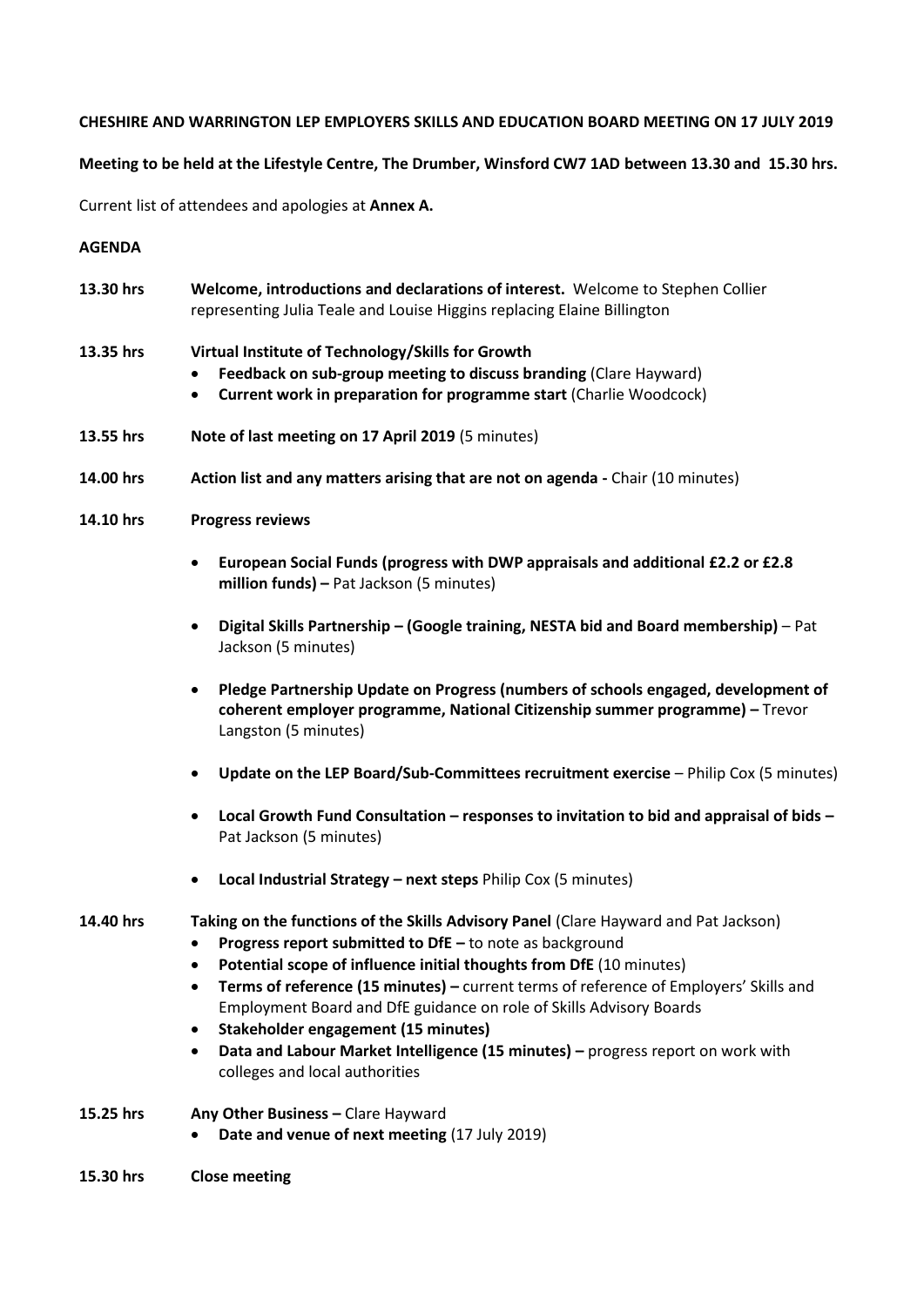**CHESHIRE AND WARRINGTON LEP EMPLOYERS SKILLS AND EDUCATION BOARD MEETING ON 17 JULY 2019**

**Meeting to be held at the Lifestyle Centre, The Drumber, Winsford CW7 1AD between 13.30 and 15.30 hrs.**

Current list of attendees and apologies at **Annex A.**

**AGENDA**

**13.30 hrs** **Welcome, introductions and declarations of interest.** Welcome to Stephen Collier representing Julia Teale and Louise Higgins replacing Elaine Billington

**13.35 hrs** **Virtual Institute of Technology/Skills for Growth**

- **Feedback on sub-group meeting to discuss branding** (Clare Hayward)
- **Current work in preparation for programme start** (Charlie Woodcock)

**13.55 hrs** **Note of last meeting on 17 April 2019** (5 minutes)

**14.00 hrs** **Action list and any matters arising that are not on agenda -** Chair (10 minutes)

**14.10 hrs** **Progress reviews**

- **European Social Funds (progress with DWP appraisals and additional £2.2 or £2.8 million funds) –** Pat Jackson (5 minutes)
- **Digital Skills Partnership – (Google training, NESTA bid and Board membership)** – Pat Jackson (5 minutes)
- **Pledge Partnership Update on Progress (numbers of schools engaged, development of coherent employer programme, National Citizenship summer programme) –** Trevor Langston (5 minutes)
- **Update on the LEP Board/Sub-Committees recruitment exercise** – Philip Cox (5 minutes)
- **Local Growth Fund Consultation – responses to invitation to bid and appraisal of bids –** Pat Jackson (5 minutes)
- **Local Industrial Strategy – next steps** Philip Cox (5 minutes)

**14.40 hrs** **Taking on the functions of the Skills Advisory Panel** (Clare Hayward and Pat Jackson)

- **Progress report submitted to DfE –** to note as background
- **Potential scope of influence initial thoughts from DfE** (10 minutes)
- **Terms of reference (15 minutes) –** current terms of reference of Employers' Skills and Employment Board and DfE guidance on role of Skills Advisory Boards
- **Stakeholder engagement (15 minutes)**
- **Data and Labour Market Intelligence (15 minutes) –** progress report on work with colleges and local authorities

**15.25 hrs** **Any Other Business –** Clare Hayward

- **Date and venue of next meeting** (17 July 2019)

**15.30 hrs** **Close meeting**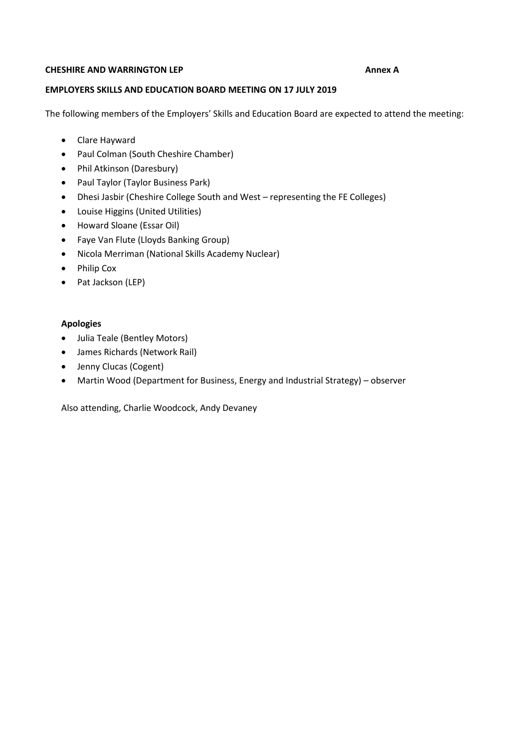**CHESHIRE AND WARRINGTON LEP** **Annex A**

**EMPLOYERS SKILLS AND EDUCATION BOARD MEETING ON 17 JULY 2019**

The following members of the Employers' Skills and Education Board are expected to attend the meeting:

- Clare Hayward
- Paul Colman (South Cheshire Chamber)
- Phil Atkinson (Daresbury)
- Paul Taylor (Taylor Business Park)
- Dhesi Jasbir (Cheshire College South and West – representing the FE Colleges)
- Louise Higgins (United Utilities)
- Howard Sloane (Essar Oil)
- Faye Van Flute (Lloyds Banking Group)
- Nicola Merriman (National Skills Academy Nuclear)
- Philip Cox
- Pat Jackson (LEP)

**Apologies**

- Julia Teale (Bentley Motors)
- James Richards (Network Rail)
- Jenny Clucas (Cogent)
- Martin Wood (Department for Business, Energy and Industrial Strategy) – observer

Also attending, Charlie Woodcock, Andy Devaney